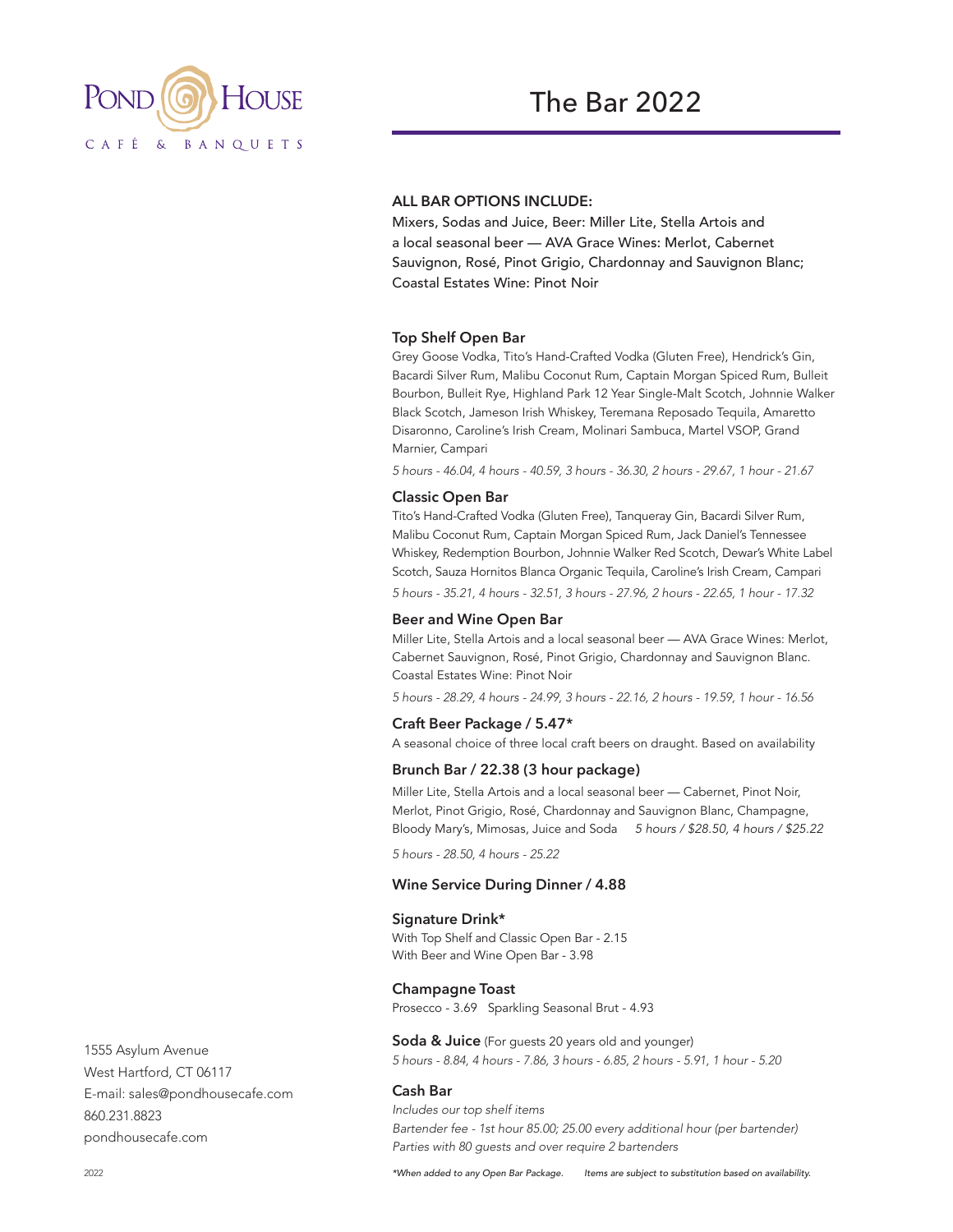# Pond House

CAFÉ & BANQUETS

# The Bar 2022

**ALL BAR OPTIONS INCLUDE:**

Mixers, Sodas and Juice, Beer: Miller Lite, Stella Artois and a local seasonal beer — AVA Grace Wines: Merlot, Cabernet Sauvignon, Rosé, Pinot Grigio, Chardonnay and Sauvignon Blanc; Coastal Estates Wine: Pinot Noir

### Top Shelf Open Bar

Grey Goose Vodka, Tito's Hand-Crafted Vodka (Gluten Free), Hendrick's Gin, Bacardi Silver Rum, Malibu Coconut Rum, Captain Morgan Spiced Rum, Bulleit Bourbon, Bulleit Rye, Highland Park 12 Year Single-Malt Scotch, Johnnie Walker Black Scotch, Jameson Irish Whiskey, Teremana Reposado Tequila, Amaretto Disaronno, Caroline's Irish Cream, Molinari Sambuca, Martel VSOP, Grand Marnier, Campari

*5 hours - 46.04, 4 hours - 40.59, 3 hours - 36.30, 2 hours - 29.67, 1 hour - 21.67*

### Classic Open Bar

Tito's Hand-Crafted Vodka (Gluten Free), Tanqueray Gin, Bacardi Silver Rum, Malibu Coconut Rum, Captain Morgan Spiced Rum, Jack Daniel's Tennessee Whiskey, Redemption Bourbon, Johnnie Walker Red Scotch, Dewar's White Label Scotch, Sauza Hornitos Blanca Organic Tequila, Caroline's Irish Cream, Campari

*5 hours - 35.21, 4 hours - 32.51, 3 hours - 27.96, 2 hours - 22.65, 1 hour - 17.32*

### Beer and Wine Open Bar

Miller Lite, Stella Artois and a local seasonal beer — AVA Grace Wines: Merlot, Cabernet Sauvignon, Rosé, Pinot Grigio, Chardonnay and Sauvignon Blanc. Coastal Estates Wine: Pinot Noir

*5 hours - 28.29, 4 hours - 24.99, 3 hours - 22.16, 2 hours - 19.59, 1 hour - 16.56*

### Craft Beer Package / 5.47*

A seasonal choice of three local craft beers on draught. Based on availability

### Brunch Bar / 22.38 (3 hour package)

Miller Lite, Stella Artois and a local seasonal beer — Cabernet, Pinot Noir, Merlot, Pinot Grigio, Rosé, Chardonnay and Sauvignon Blanc, Champagne, Bloody Mary's, Mimosas, Juice and Soda *5 hours / $28.50, 4 hours / $25.22*

*5 hours - 28.50, 4 hours - 25.22*

### Wine Service During Dinner / 4.88

### Signature Drink*

With Top Shelf and Classic Open Bar - 2.15
With Beer and Wine Open Bar - 3.98

### Champagne Toast

Prosecco - 3.69 Sparkling Seasonal Brut - 4.93

### Soda & Juice (For guests 20 years old and younger)

*5 hours - 8.84, 4 hours - 7.86, 3 hours - 6.85, 2 hours - 5.91, 1 hour - 5.20*

### Cash Bar

*Includes our top shelf items*
*Bartender fee - 1st hour 85.00; 25.00 every additional hour (per bartender)*
*Parties with 80 guests and over require 2 bartenders*

*\*When added to any Open Bar Package. Items are subject to substitution based on availability.*

1555 Asylum Avenue
West Hartford, CT 06117
E-mail: sales@pondhousecafe.com
860.231.8823
pondhousecafe.com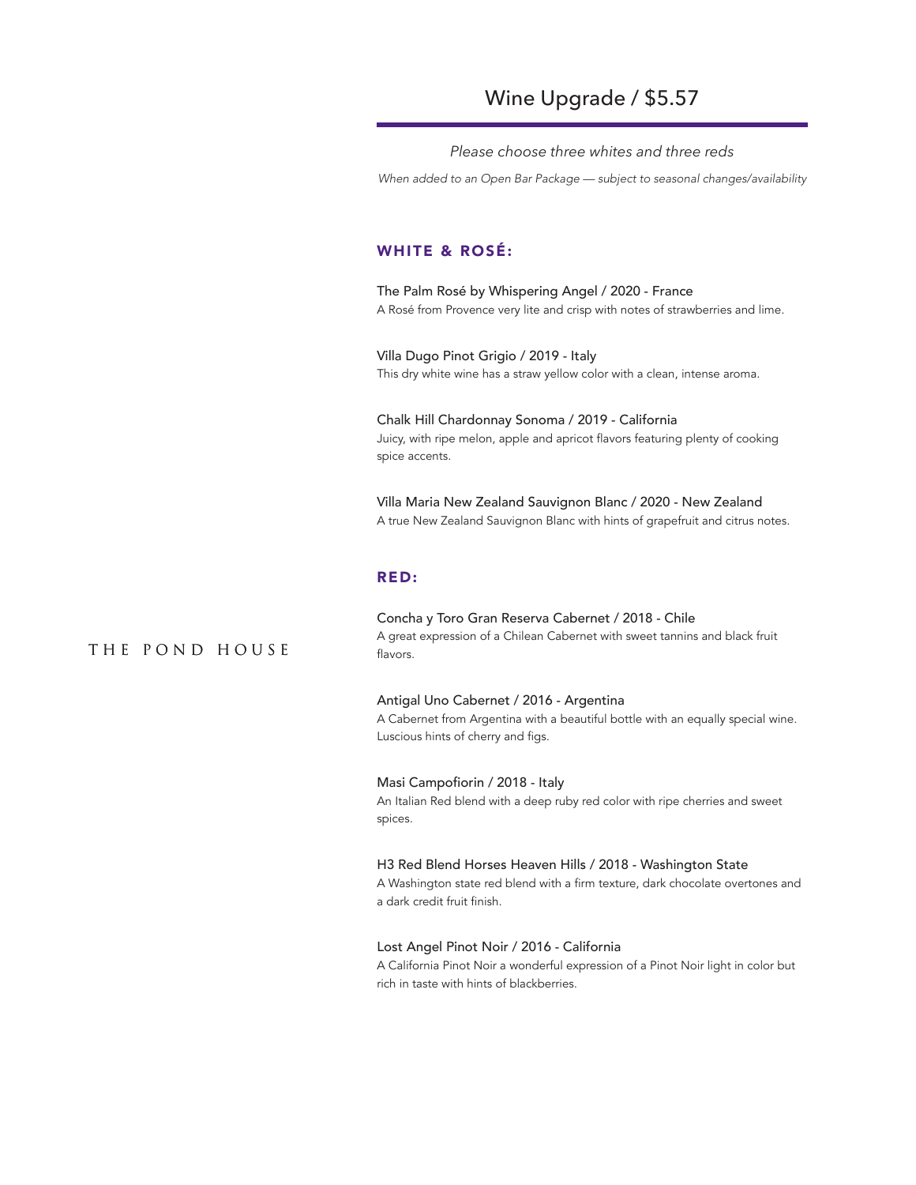# Wine Upgrade / $5.57

*Please choose three whites and three reds*

*When added to an Open Bar Package — subject to seasonal changes/availability*

## WHITE & ROSÉ:

The Palm Rosé by Whispering Angel / 2020 - France
A Rosé from Provence very lite and crisp with notes of strawberries and lime.

Villa Dugo Pinot Grigio / 2019 - Italy
This dry white wine has a straw yellow color with a clean, intense aroma.

Chalk Hill Chardonnay Sonoma / 2019 - California
Juicy, with ripe melon, apple and apricot flavors featuring plenty of cooking spice accents.

Villa Maria New Zealand Sauvignon Blanc / 2020 - New Zealand
A true New Zealand Sauvignon Blanc with hints of grapefruit and citrus notes.

## RED:

Concha y Toro Gran Reserva Cabernet / 2018 - Chile
A great expression of a Chilean Cabernet with sweet tannins and black fruit flavors.

Antigal Uno Cabernet / 2016 - Argentina
A Cabernet from Argentina with a beautiful bottle with an equally special wine. Luscious hints of cherry and figs.

Masi Campofiorin / 2018 - Italy
An Italian Red blend with a deep ruby red color with ripe cherries and sweet spices.

H3 Red Blend Horses Heaven Hills / 2018 - Washington State
A Washington state red blend with a firm texture, dark chocolate overtones and a dark credit fruit finish.

Lost Angel Pinot Noir / 2016 - California
A California Pinot Noir a wonderful expression of a Pinot Noir light in color but rich in taste with hints of blackberries.

THE POND HOUSE